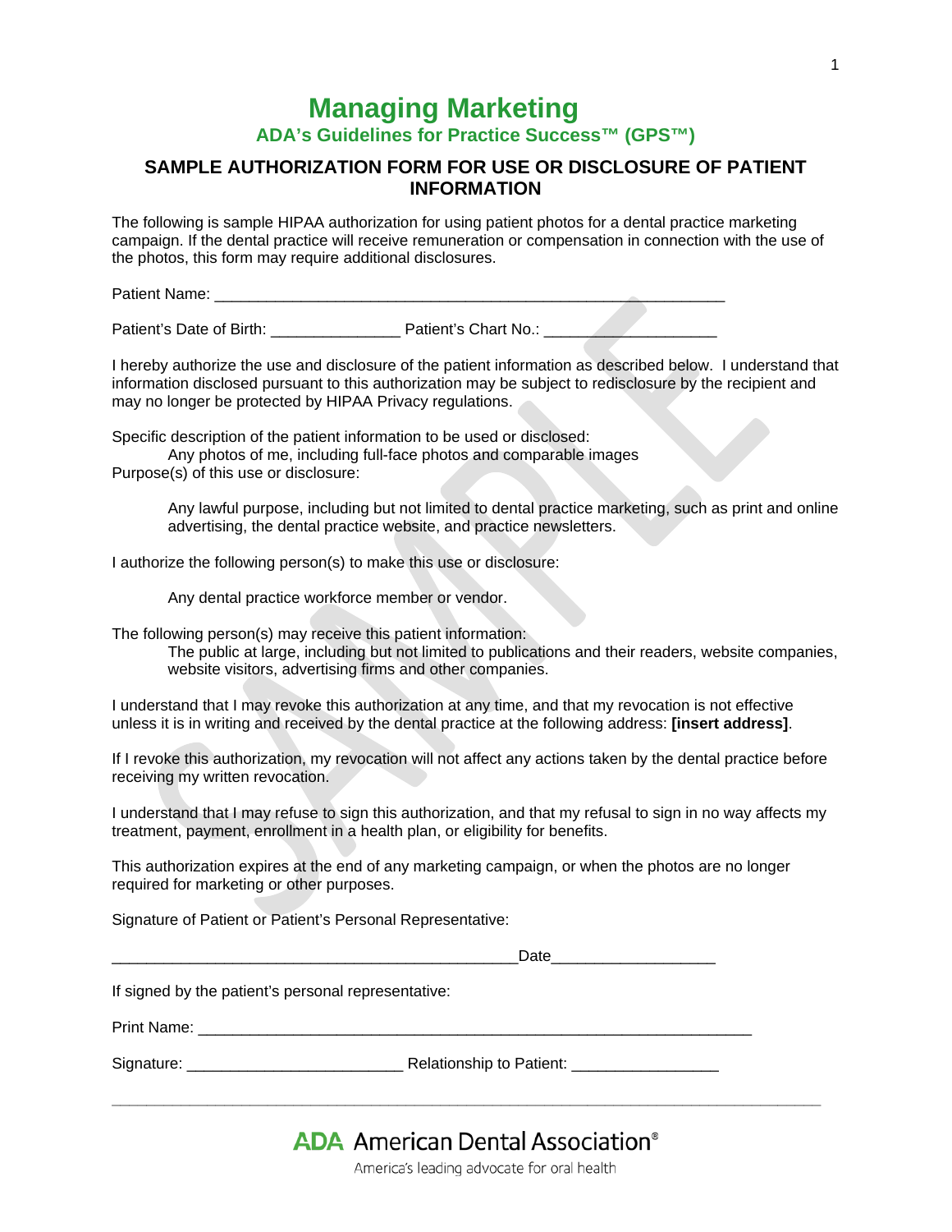# Managing Marketing

## ADA's Guidelines for Practice Success™ (GPS™)

### SAMPLE AUTHORIZATION FORM FOR USE OR DISCLOSURE OF PATIENT INFORMATION

The following is sample HIPAA authorization for using patient photos for a dental practice marketing campaign. If the dental practice will receive remuneration or compensation in connection with the use of the photos, this form may require additional disclosures.

Patient Name: ____________________________________________________________

Patient's Date of Birth: _______________ Patient's Chart No.: ____________________

I hereby authorize the use and disclosure of the patient information as described below. I understand that information disclosed pursuant to this authorization may be subject to redisclosure by the recipient and may no longer be protected by HIPAA Privacy regulations.

Specific description of the patient information to be used or disclosed:

> Any photos of me, including full-face photos and comparable images

Purpose(s) of this use or disclosure:

> Any lawful purpose, including but not limited to dental practice marketing, such as print and online advertising, the dental practice website, and practice newsletters.

I authorize the following person(s) to make this use or disclosure:

> Any dental practice workforce member or vendor.

The following person(s) may receive this patient information:

> The public at large, including but not limited to publications and their readers, website companies, website visitors, advertising firms and other companies.

I understand that I may revoke this authorization at any time, and that my revocation is not effective unless it is in writing and received by the dental practice at the following address: **[insert address]**.

If I revoke this authorization, my revocation will not affect any actions taken by the dental practice before receiving my written revocation.

I understand that I may refuse to sign this authorization, and that my refusal to sign in no way affects my treatment, payment, enrollment in a health plan, or eligibility for benefits.

This authorization expires at the end of any marketing campaign, or when the photos are no longer required for marketing or other purposes.

Signature of Patient or Patient's Personal Representative:

_______________________________________________Date__________________

If signed by the patient's personal representative:

Print Name: _________________________________________________________________

Signature: _________________________ Relationship to Patient: _________________

**ADA** American Dental Association®

America's leading advocate for oral health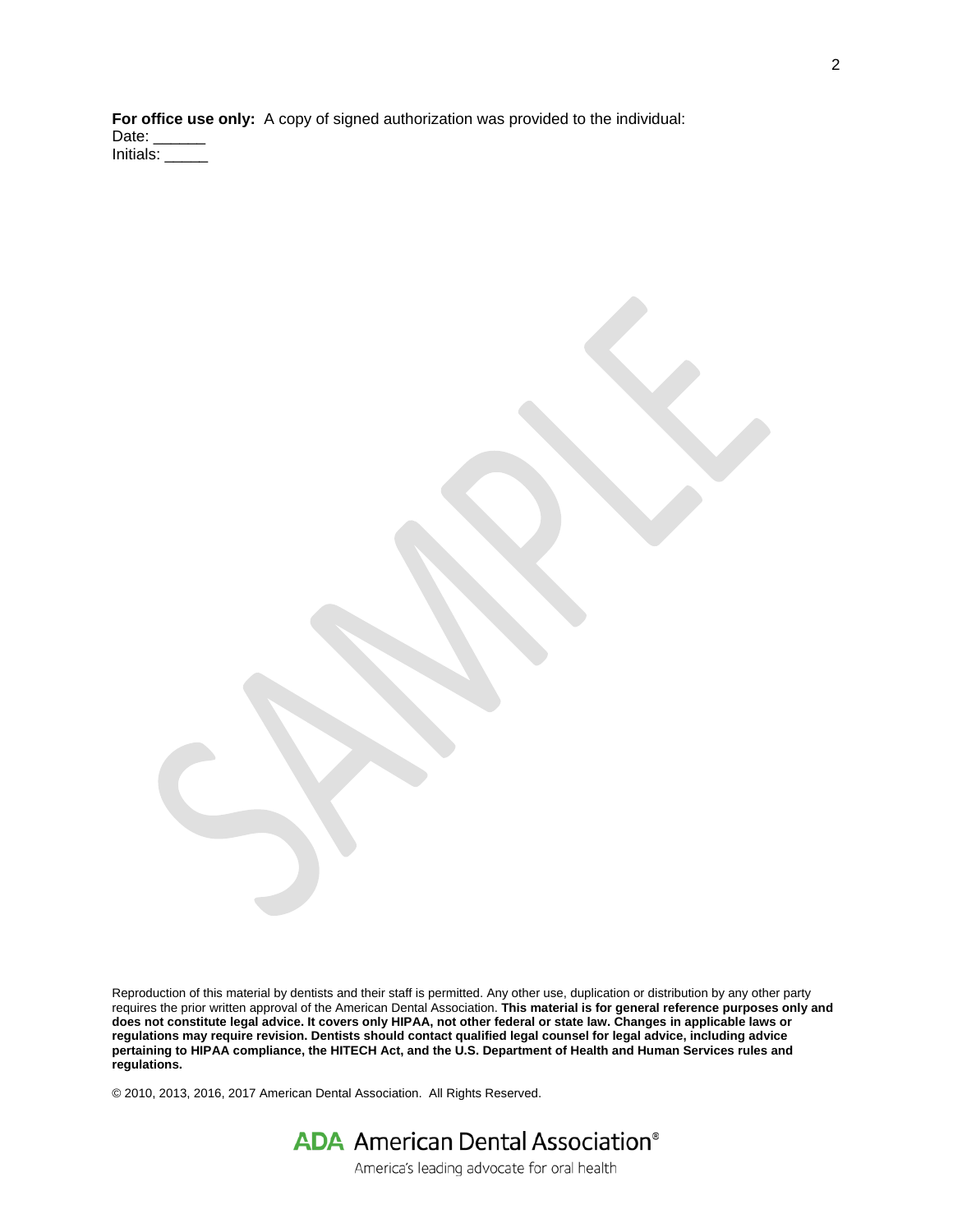**For office use only:** A copy of signed authorization was provided to the individual:
Date: ______
Initials: _____

Reproduction of this material by dentists and their staff is permitted. Any other use, duplication or distribution by any other party requires the prior written approval of the American Dental Association. **This material is for general reference purposes only and does not constitute legal advice. It covers only HIPAA, not other federal or state law. Changes in applicable laws or regulations may require revision. Dentists should contact qualified legal counsel for legal advice, including advice pertaining to HIPAA compliance, the HITECH Act, and the U.S. Department of Health and Human Services rules and regulations.**

© 2010, 2013, 2016, 2017 American Dental Association. All Rights Reserved.

**ADA** American Dental Association®

America's leading advocate for oral health